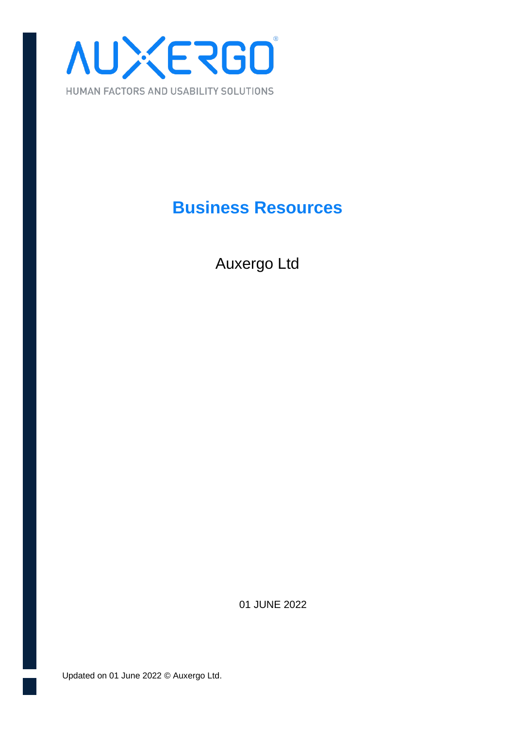AUXERGO®

HUMAN FACTORS AND USABILITY SOLUTIONS

# Business Resources

Auxergo Ltd

01 JUNE 2022

Updated on 01 June 2022 © Auxergo Ltd.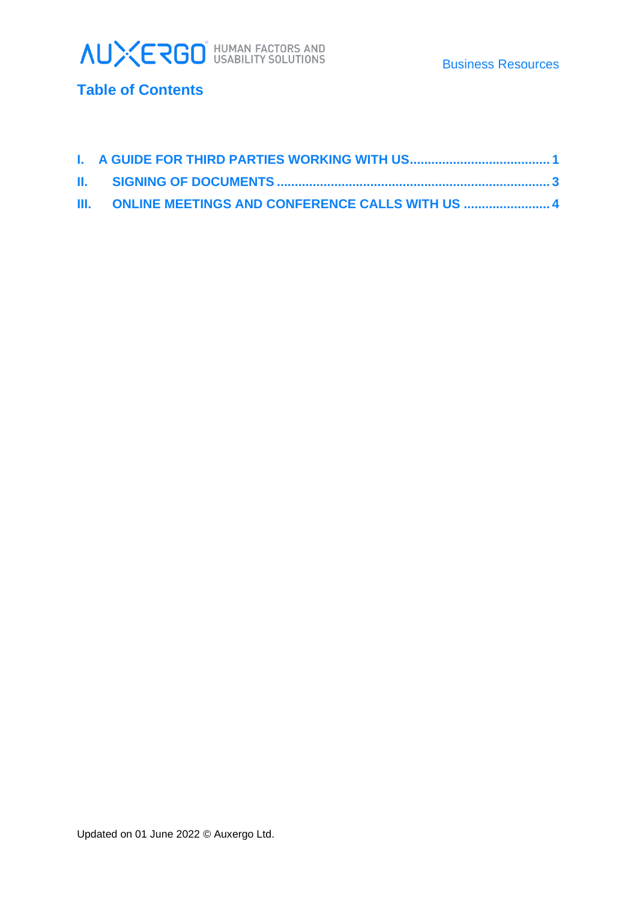## Table of Contents

I. A GUIDE FOR THIRD PARTIES WORKING WITH US ...................................... 1

II. SIGNING OF DOCUMENTS ........................................................................... 3

III. ONLINE MEETINGS AND CONFERENCE CALLS WITH US ........................ 4

Updated on 01 June 2022 © Auxergo Ltd.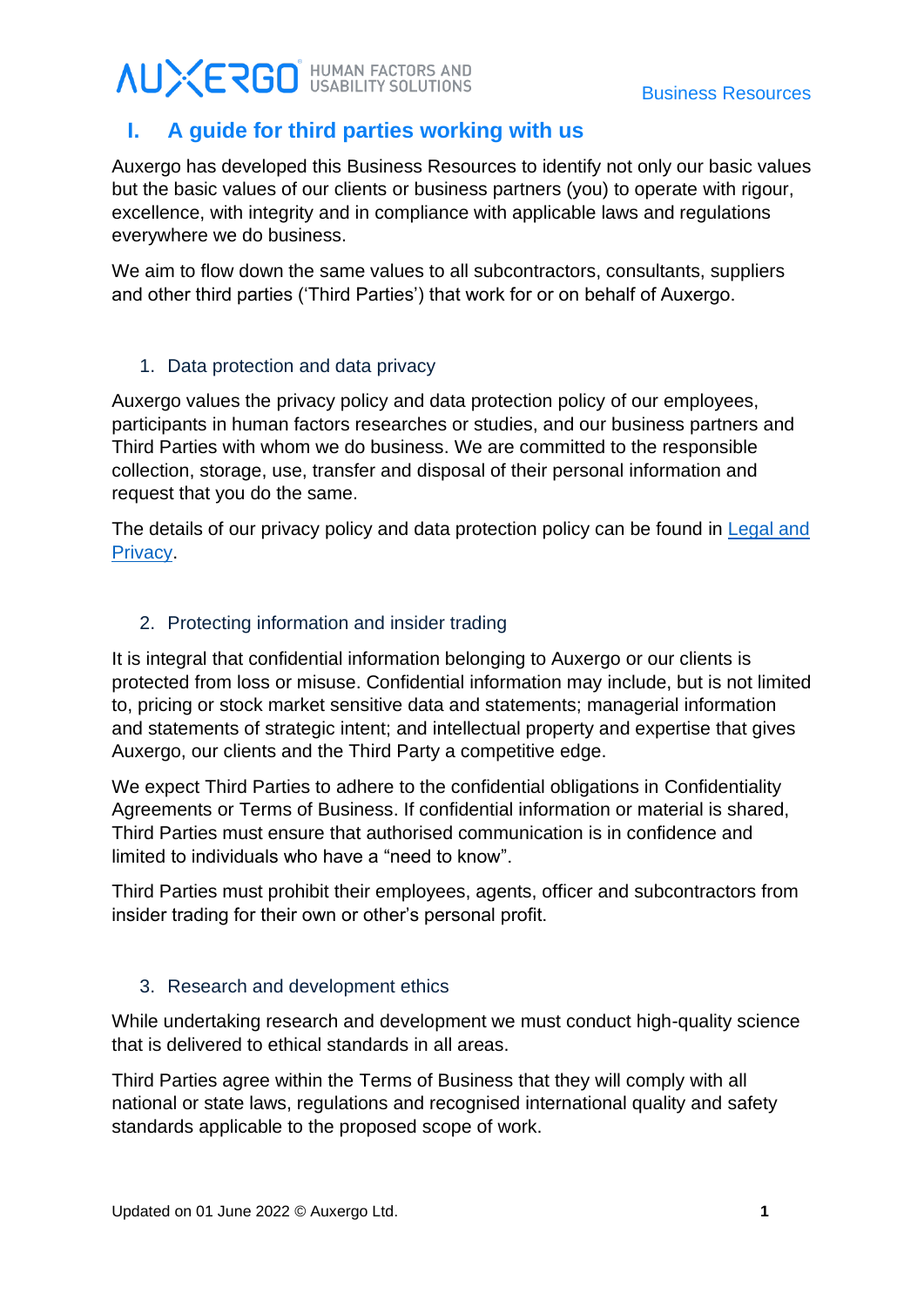# I. A guide for third parties working with us

Auxergo has developed this Business Resources to identify not only our basic values but the basic values of our clients or business partners (you) to operate with rigour, excellence, with integrity and in compliance with applicable laws and regulations everywhere we do business.

We aim to flow down the same values to all subcontractors, consultants, suppliers and other third parties ('Third Parties') that work for or on behalf of Auxergo.

## 1. Data protection and data privacy

Auxergo values the privacy policy and data protection policy of our employees, participants in human factors researches or studies, and our business partners and Third Parties with whom we do business. We are committed to the responsible collection, storage, use, transfer and disposal of their personal information and request that you do the same.

The details of our privacy policy and data protection policy can be found in [Legal and Privacy](#).

## 2. Protecting information and insider trading

It is integral that confidential information belonging to Auxergo or our clients is protected from loss or misuse. Confidential information may include, but is not limited to, pricing or stock market sensitive data and statements; managerial information and statements of strategic intent; and intellectual property and expertise that gives Auxergo, our clients and the Third Party a competitive edge.

We expect Third Parties to adhere to the confidential obligations in Confidentiality Agreements or Terms of Business. If confidential information or material is shared, Third Parties must ensure that authorised communication is in confidence and limited to individuals who have a "need to know".

Third Parties must prohibit their employees, agents, officer and subcontractors from insider trading for their own or other's personal profit.

## 3. Research and development ethics

While undertaking research and development we must conduct high-quality science that is delivered to ethical standards in all areas.

Third Parties agree within the Terms of Business that they will comply with all national or state laws, regulations and recognised international quality and safety standards applicable to the proposed scope of work.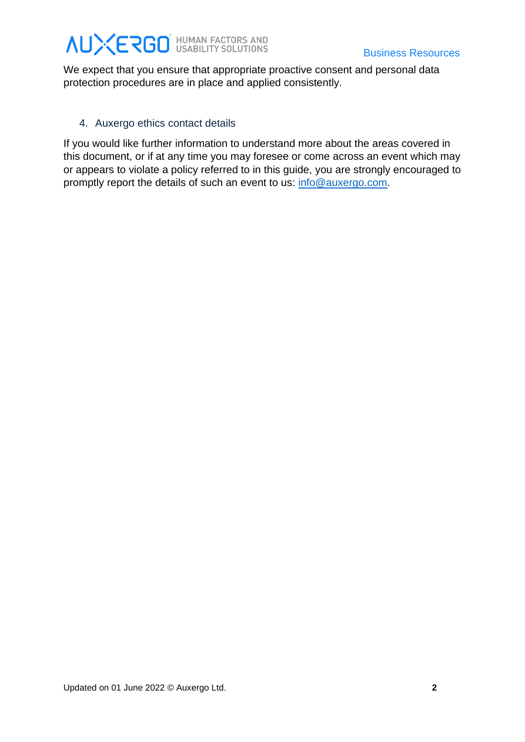We expect that you ensure that appropriate proactive consent and personal data protection procedures are in place and applied consistently.

## 4. Auxergo ethics contact details

If you would like further information to understand more about the areas covered in this document, or if at any time you may foresee or come across an event which may or appears to violate a policy referred to in this guide, you are strongly encouraged to promptly report the details of such an event to us: info@auxergo.com.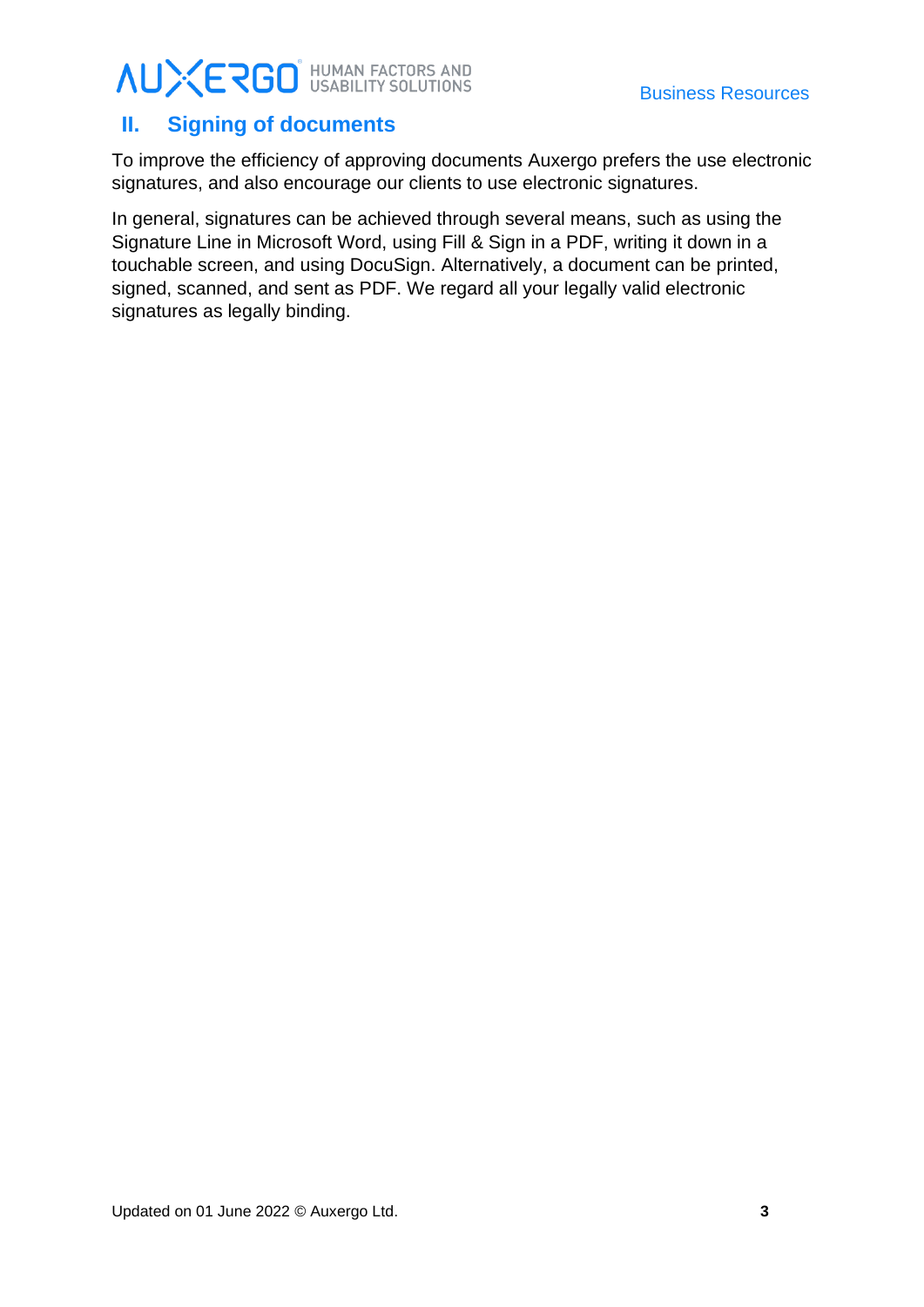## II. Signing of documents

To improve the efficiency of approving documents Auxergo prefers the use electronic signatures, and also encourage our clients to use electronic signatures.

In general, signatures can be achieved through several means, such as using the Signature Line in Microsoft Word, using Fill & Sign in a PDF, writing it down in a touchable screen, and using DocuSign. Alternatively, a document can be printed, signed, scanned, and sent as PDF. We regard all your legally valid electronic signatures as legally binding.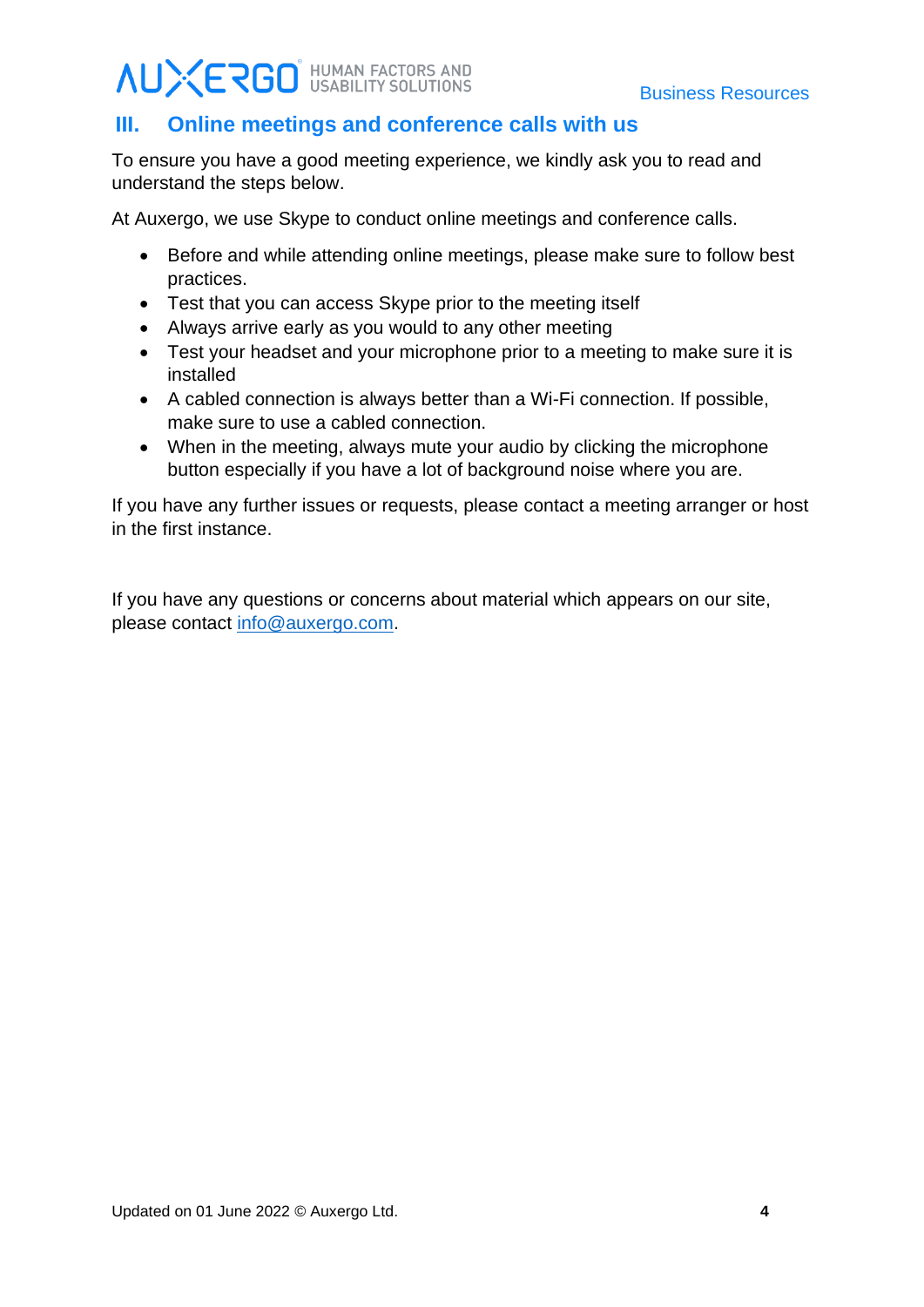## III. Online meetings and conference calls with us

To ensure you have a good meeting experience, we kindly ask you to read and understand the steps below.

At Auxergo, we use Skype to conduct online meetings and conference calls.

- Before and while attending online meetings, please make sure to follow best practices.
- Test that you can access Skype prior to the meeting itself
- Always arrive early as you would to any other meeting
- Test your headset and your microphone prior to a meeting to make sure it is installed
- A cabled connection is always better than a Wi-Fi connection. If possible, make sure to use a cabled connection.
- When in the meeting, always mute your audio by clicking the microphone button especially if you have a lot of background noise where you are.

If you have any further issues or requests, please contact a meeting arranger or host in the first instance.

If you have any questions or concerns about material which appears on our site, please contact info@auxergo.com.